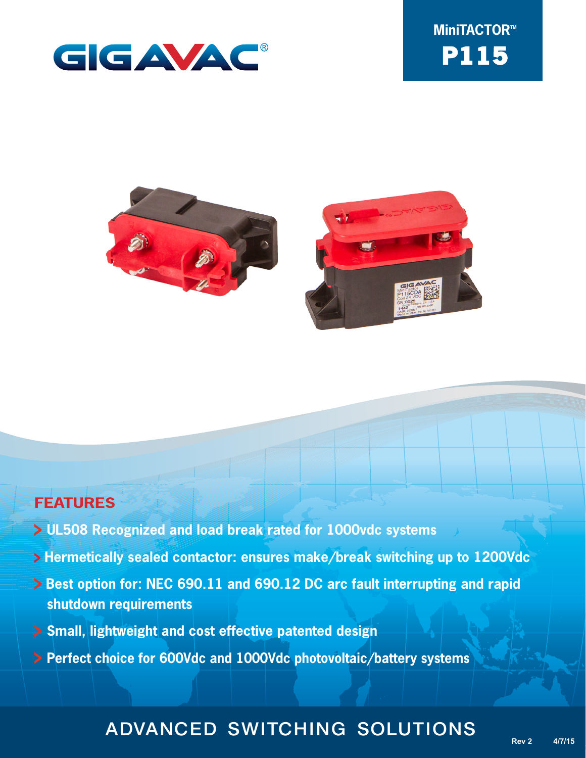# GIGAVAC®

## MiniTACTOR™ P115

## FEATURES

- UL508 Recognized and load break rated for 1000vdc systems
- Hermetically sealed contactor: ensures make/break switching up to 1200Vdc
- Best option for: NEC 690.11 and 690.12 DC arc fault interrupting and rapid shutdown requirements
- Small, lightweight and cost effective patented design
- Perfect choice for 600Vdc and 1000Vdc photovoltaic/battery systems

ADVANCED SWITCHING SOLUTIONS

Rev 2 4/7/15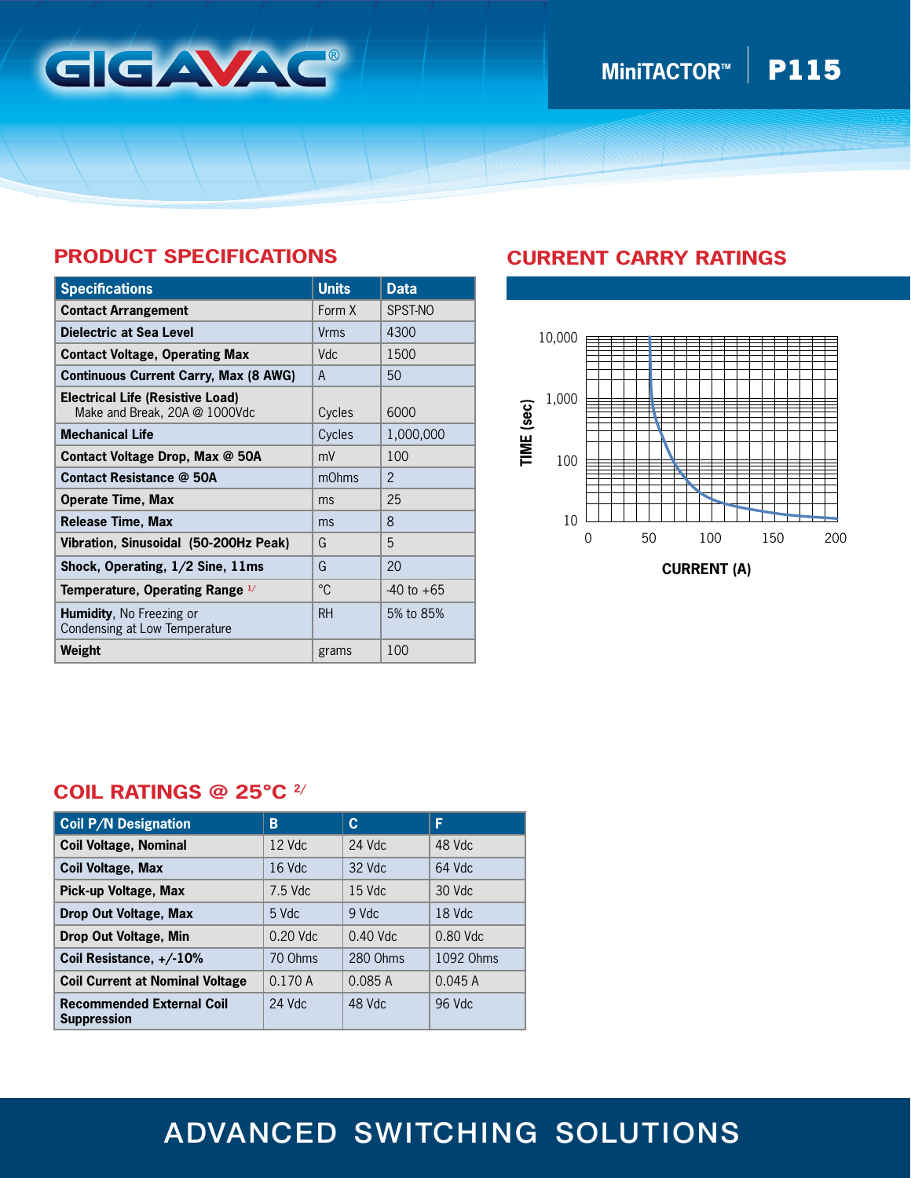MiniTACTOR™ | P115

## PRODUCT SPECIFICATIONS

| Specifications | Units | Data |
|---|---|---|
| **Contact Arrangement** | Form X | SPST-NO |
| **Dielectric at Sea Level** | Vrms | 4300 |
| **Contact Voltage, Operating Max** | Vdc | 1500 |
| **Continuous Current Carry, Max (8 AWG)** | A | 50 |
| **Electrical Life (Resistive Load)** Make and Break, 20A @ 1000Vdc | Cycles | 6000 |
| **Mechanical Life** | Cycles | 1,000,000 |
| **Contact Voltage Drop, Max @ 50A** | mV | 100 |
| **Contact Resistance @ 50A** | mOhms | 2 |
| **Operate Time, Max** | ms | 25 |
| **Release Time, Max** | ms | 8 |
| **Vibration, Sinusoidal (50-200Hz Peak)** | G | 5 |
| **Shock, Operating, 1/2 Sine, 11ms** | G | 20 |
| **Temperature, Operating Range** 1/ | °C | -40 to +65 |
| **Humidity**, No Freezing or Condensing at Low Temperature | RH | 5% to 85% |
| **Weight** | grams | 100 |

## CURRENT CARRY RATINGS

TIME (sec): 10, 100, 1,000, 10,000

CURRENT (A): 0, 50, 100, 150, 200

## COIL RATINGS @ 25°C 2/

| Coil P/N Designation | B | C | F |
|---|---|---|---|
| **Coil Voltage, Nominal** | 12 Vdc | 24 Vdc | 48 Vdc |
| **Coil Voltage, Max** | 16 Vdc | 32 Vdc | 64 Vdc |
| **Pick-up Voltage, Max** | 7.5 Vdc | 15 Vdc | 30 Vdc |
| **Drop Out Voltage, Max** | 5 Vdc | 9 Vdc | 18 Vdc |
| **Drop Out Voltage, Min** | 0.20 Vdc | 0.40 Vdc | 0.80 Vdc |
| **Coil Resistance, +/-10%** | 70 Ohms | 280 Ohms | 1092 Ohms |
| **Coil Current at Nominal Voltage** | 0.170 A | 0.085 A | 0.045 A |
| **Recommended External Coil Suppression** | 24 Vdc | 48 Vdc | 96 Vdc |

ADVANCED SWITCHING SOLUTIONS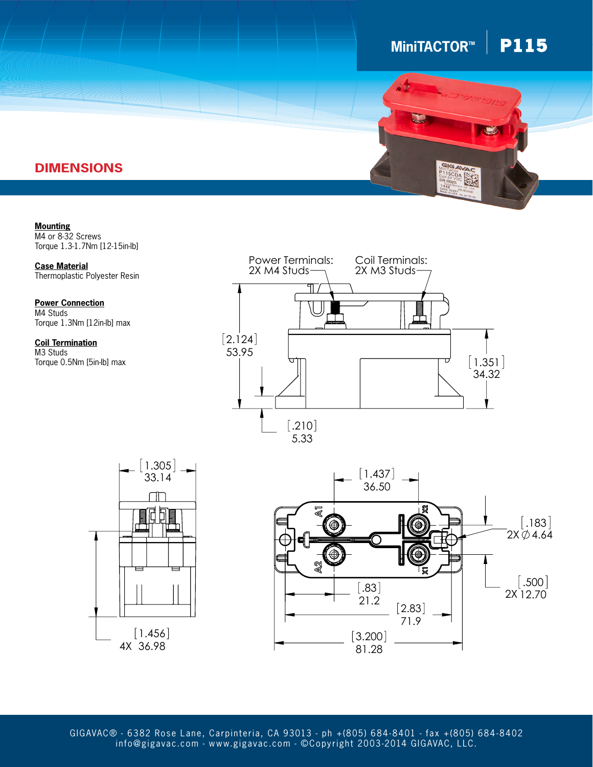# MiniTACTOR™ | P115

## DIMENSIONS

**Mounting**
M4 or 8-32 Screws
Torque 1.3-1.7Nm [12-15in-lb]

**Case Material**
Thermoplastic Polyester Resin

**Power Connection**
M4 Studs
Torque 1.3Nm [12in-lb] max

**Coil Termination**
M3 Studs
Torque 0.5Nm [5in-lb] max

Power Terminals: 2X M4 Studs

Coil Terminals: 2X M3 Studs

[2.124] 53.95

[1.351] 34.32

[.210] 5.33

[1.305] 33.14

[1.456] 4X 36.98

[1.437] 36.50

[.183] 2X ∅ 4.64

[.500] 2X 12.70

[.83] 21.2

[2.83] 71.9

[3.200] 81.28

A1 A2 X1 X2

GIGAVAC® - 6382 Rose Lane, Carpinteria, CA 93013 - ph +(805) 684-8401 - fax +(805) 684-8402
info@gigavac.com - www.gigavac.com - ©Copyright 2003-2014 GIGAVAC, LLC.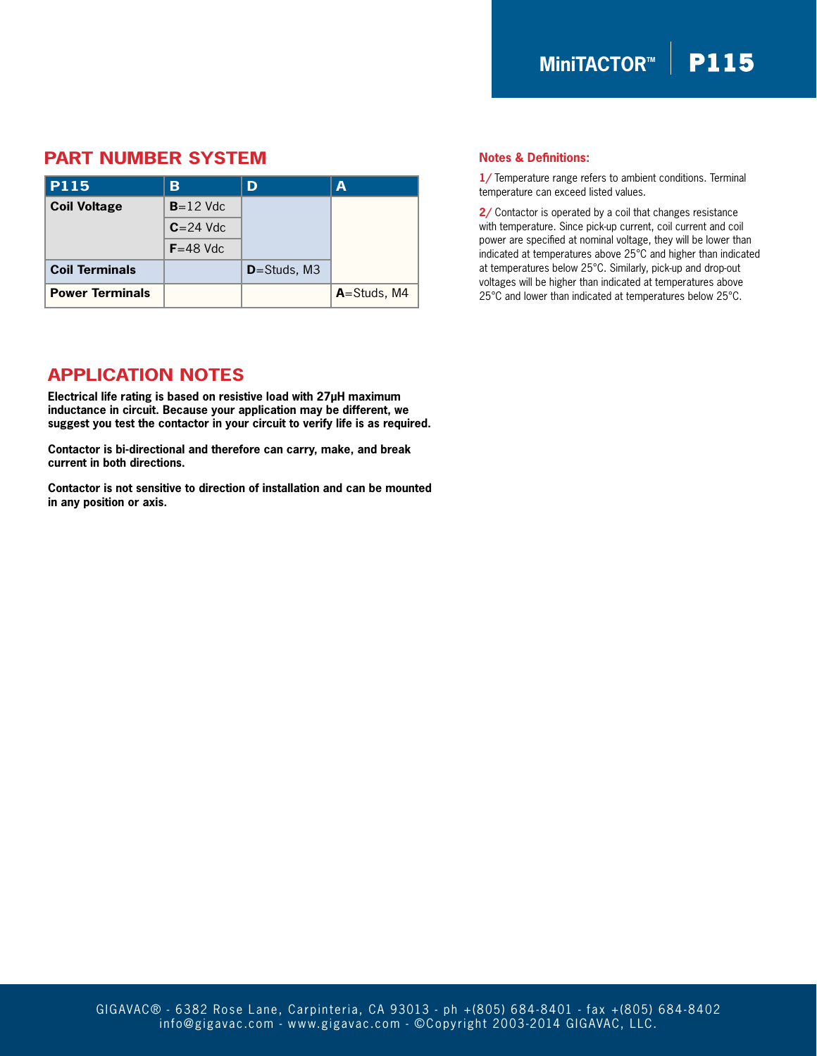## PART NUMBER SYSTEM

| P115 | B | D | A |
|---|---|---|---|
| **Coil Voltage** | **B**=12 Vdc | | |
| | **C**=24 Vdc | | |
| | **F**=48 Vdc | | |
| **Coil Terminals** | | **D**=Studs, M3 | |
| **Power Terminals** | | | **A**=Studs, M4 |

## APPLICATION NOTES

**Electrical life rating is based on resistive load with 27µH maximum inductance in circuit. Because your application may be different, we suggest you test the contactor in your circuit to verify life is as required.**

**Contactor is bi-directional and therefore can carry, make, and break current in both directions.**

**Contactor is not sensitive to direction of installation and can be mounted in any position or axis.**

### Notes & Definitions:

1/ Temperature range refers to ambient conditions. Terminal temperature can exceed listed values.

2/ Contactor is operated by a coil that changes resistance with temperature. Since pick-up current, coil current and coil power are specified at nominal voltage, they will be lower than indicated at temperatures above 25°C and higher than indicated at temperatures below 25°C. Similarly, pick-up and drop-out voltages will be higher than indicated at temperatures above 25°C and lower than indicated at temperatures below 25°C.